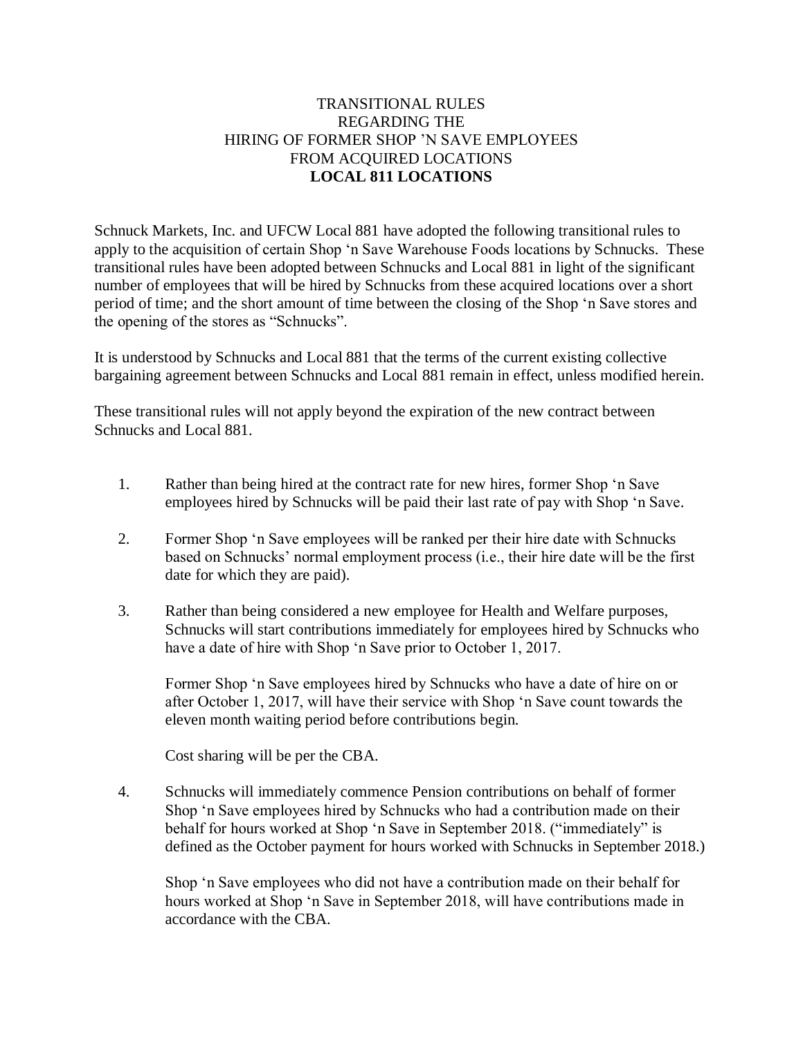# TRANSITIONAL RULES
# REGARDING THE
# HIRING OF FORMER SHOP 'N SAVE EMPLOYEES
# FROM ACQUIRED LOCATIONS
# **LOCAL 811 LOCATIONS**

Schnuck Markets, Inc. and UFCW Local 881 have adopted the following transitional rules to apply to the acquisition of certain Shop 'n Save Warehouse Foods locations by Schnucks. These transitional rules have been adopted between Schnucks and Local 881 in light of the significant number of employees that will be hired by Schnucks from these acquired locations over a short period of time; and the short amount of time between the closing of the Shop 'n Save stores and the opening of the stores as "Schnucks".

It is understood by Schnucks and Local 881 that the terms of the current existing collective bargaining agreement between Schnucks and Local 881 remain in effect, unless modified herein.

These transitional rules will not apply beyond the expiration of the new contract between Schnucks and Local 881.

1. Rather than being hired at the contract rate for new hires, former Shop 'n Save employees hired by Schnucks will be paid their last rate of pay with Shop 'n Save.

2. Former Shop 'n Save employees will be ranked per their hire date with Schnucks based on Schnucks' normal employment process (i.e., their hire date will be the first date for which they are paid).

3. Rather than being considered a new employee for Health and Welfare purposes, Schnucks will start contributions immediately for employees hired by Schnucks who have a date of hire with Shop 'n Save prior to October 1, 2017.

   Former Shop 'n Save employees hired by Schnucks who have a date of hire on or after October 1, 2017, will have their service with Shop 'n Save count towards the eleven month waiting period before contributions begin.

   Cost sharing will be per the CBA.

4. Schnucks will immediately commence Pension contributions on behalf of former Shop 'n Save employees hired by Schnucks who had a contribution made on their behalf for hours worked at Shop 'n Save in September 2018. ("immediately" is defined as the October payment for hours worked with Schnucks in September 2018.)

   Shop 'n Save employees who did not have a contribution made on their behalf for hours worked at Shop 'n Save in September 2018, will have contributions made in accordance with the CBA.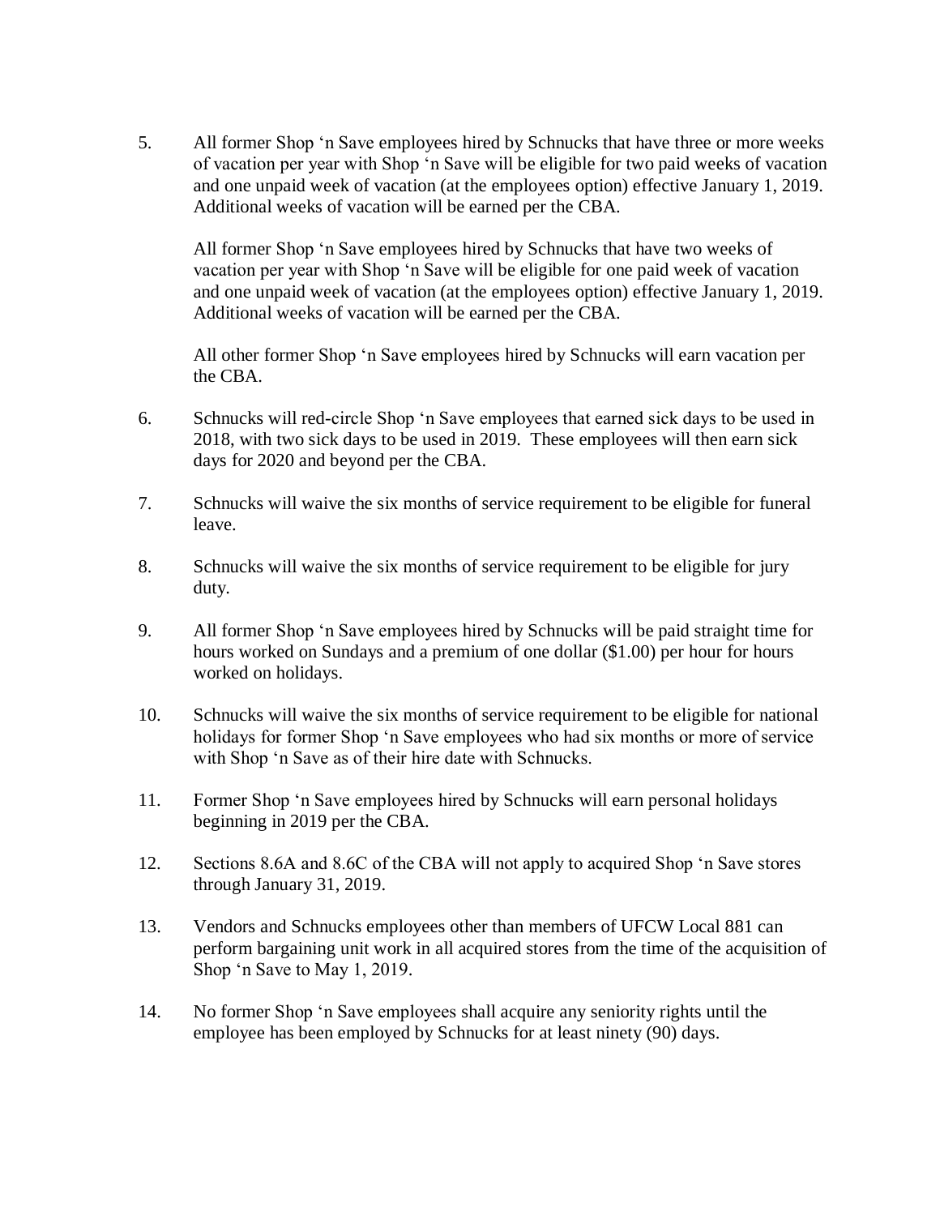5. All former Shop 'n Save employees hired by Schnucks that have three or more weeks of vacation per year with Shop 'n Save will be eligible for two paid weeks of vacation and one unpaid week of vacation (at the employees option) effective January 1, 2019. Additional weeks of vacation will be earned per the CBA.

   All former Shop 'n Save employees hired by Schnucks that have two weeks of vacation per year with Shop 'n Save will be eligible for one paid week of vacation and one unpaid week of vacation (at the employees option) effective January 1, 2019. Additional weeks of vacation will be earned per the CBA.

   All other former Shop 'n Save employees hired by Schnucks will earn vacation per the CBA.

6. Schnucks will red-circle Shop 'n Save employees that earned sick days to be used in 2018, with two sick days to be used in 2019. These employees will then earn sick days for 2020 and beyond per the CBA.

7. Schnucks will waive the six months of service requirement to be eligible for funeral leave.

8. Schnucks will waive the six months of service requirement to be eligible for jury duty.

9. All former Shop 'n Save employees hired by Schnucks will be paid straight time for hours worked on Sundays and a premium of one dollar ($1.00) per hour for hours worked on holidays.

10. Schnucks will waive the six months of service requirement to be eligible for national holidays for former Shop 'n Save employees who had six months or more of service with Shop 'n Save as of their hire date with Schnucks.

11. Former Shop 'n Save employees hired by Schnucks will earn personal holidays beginning in 2019 per the CBA.

12. Sections 8.6A and 8.6C of the CBA will not apply to acquired Shop 'n Save stores through January 31, 2019.

13. Vendors and Schnucks employees other than members of UFCW Local 881 can perform bargaining unit work in all acquired stores from the time of the acquisition of Shop 'n Save to May 1, 2019.

14. No former Shop 'n Save employees shall acquire any seniority rights until the employee has been employed by Schnucks for at least ninety (90) days.